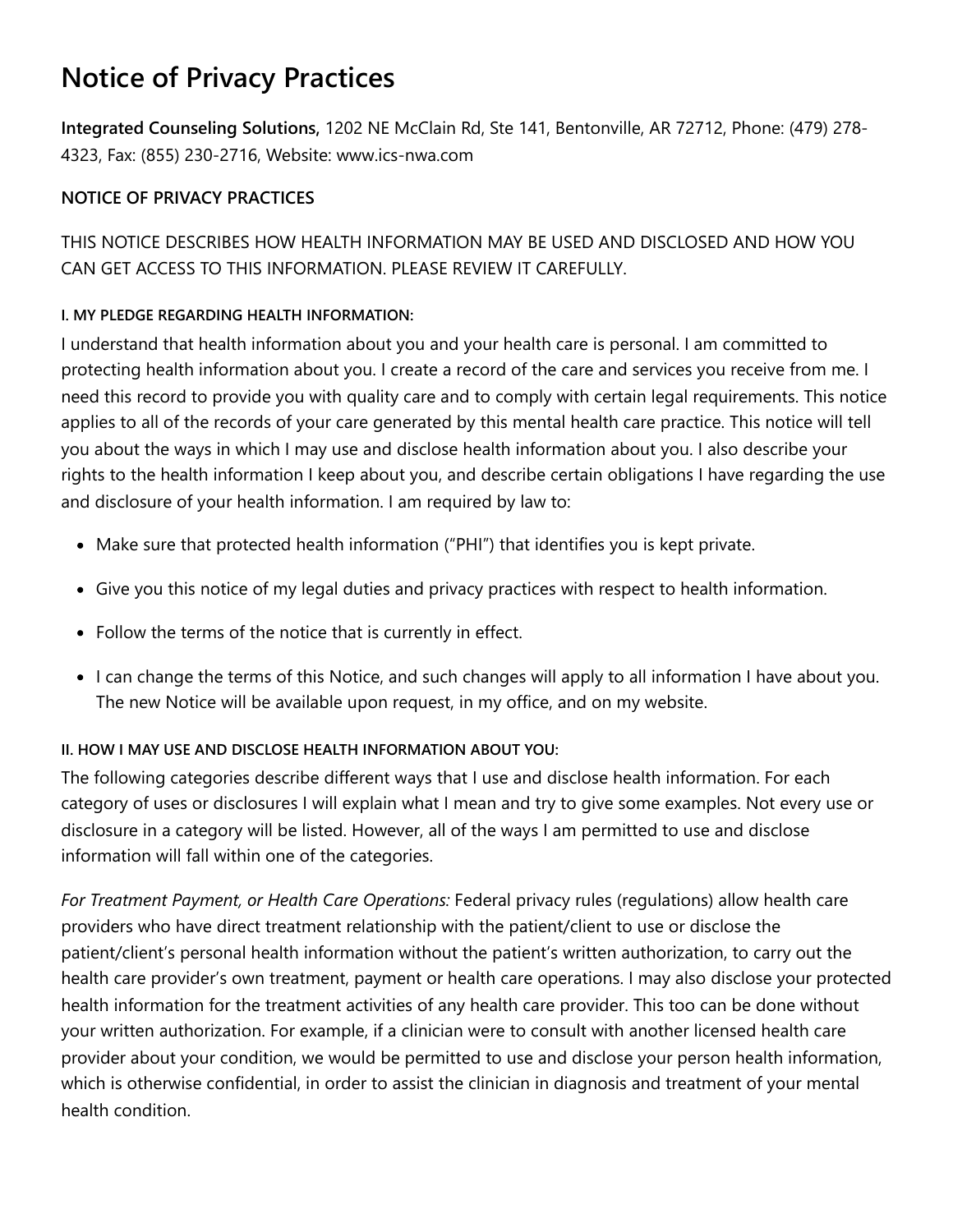# Notice of Privacy Practices

**Integrated Counseling Solutions,** 1202 NE McClain Rd, Ste 141, Bentonville, AR 72712, Phone: (479) 278-4323, Fax: (855) 230-2716, Website: www.ics-nwa.com

**NOTICE OF PRIVACY PRACTICES**

THIS NOTICE DESCRIBES HOW HEALTH INFORMATION MAY BE USED AND DISCLOSED AND HOW YOU CAN GET ACCESS TO THIS INFORMATION. PLEASE REVIEW IT CAREFULLY.

#### I. MY PLEDGE REGARDING HEALTH INFORMATION:

I understand that health information about you and your health care is personal. I am committed to protecting health information about you. I create a record of the care and services you receive from me. I need this record to provide you with quality care and to comply with certain legal requirements. This notice applies to all of the records of your care generated by this mental health care practice. This notice will tell you about the ways in which I may use and disclose health information about you. I also describe your rights to the health information I keep about you, and describe certain obligations I have regarding the use and disclosure of your health information. I am required by law to:

- Make sure that protected health information ("PHI") that identifies you is kept private.
- Give you this notice of my legal duties and privacy practices with respect to health information.
- Follow the terms of the notice that is currently in effect.
- I can change the terms of this Notice, and such changes will apply to all information I have about you. The new Notice will be available upon request, in my office, and on my website.

#### II. HOW I MAY USE AND DISCLOSE HEALTH INFORMATION ABOUT YOU:

The following categories describe different ways that I use and disclose health information. For each category of uses or disclosures I will explain what I mean and try to give some examples. Not every use or disclosure in a category will be listed. However, all of the ways I am permitted to use and disclose information will fall within one of the categories.

*For Treatment Payment, or Health Care Operations:* Federal privacy rules (regulations) allow health care providers who have direct treatment relationship with the patient/client to use or disclose the patient/client's personal health information without the patient's written authorization, to carry out the health care provider's own treatment, payment or health care operations. I may also disclose your protected health information for the treatment activities of any health care provider. This too can be done without your written authorization. For example, if a clinician were to consult with another licensed health care provider about your condition, we would be permitted to use and disclose your person health information, which is otherwise confidential, in order to assist the clinician in diagnosis and treatment of your mental health condition.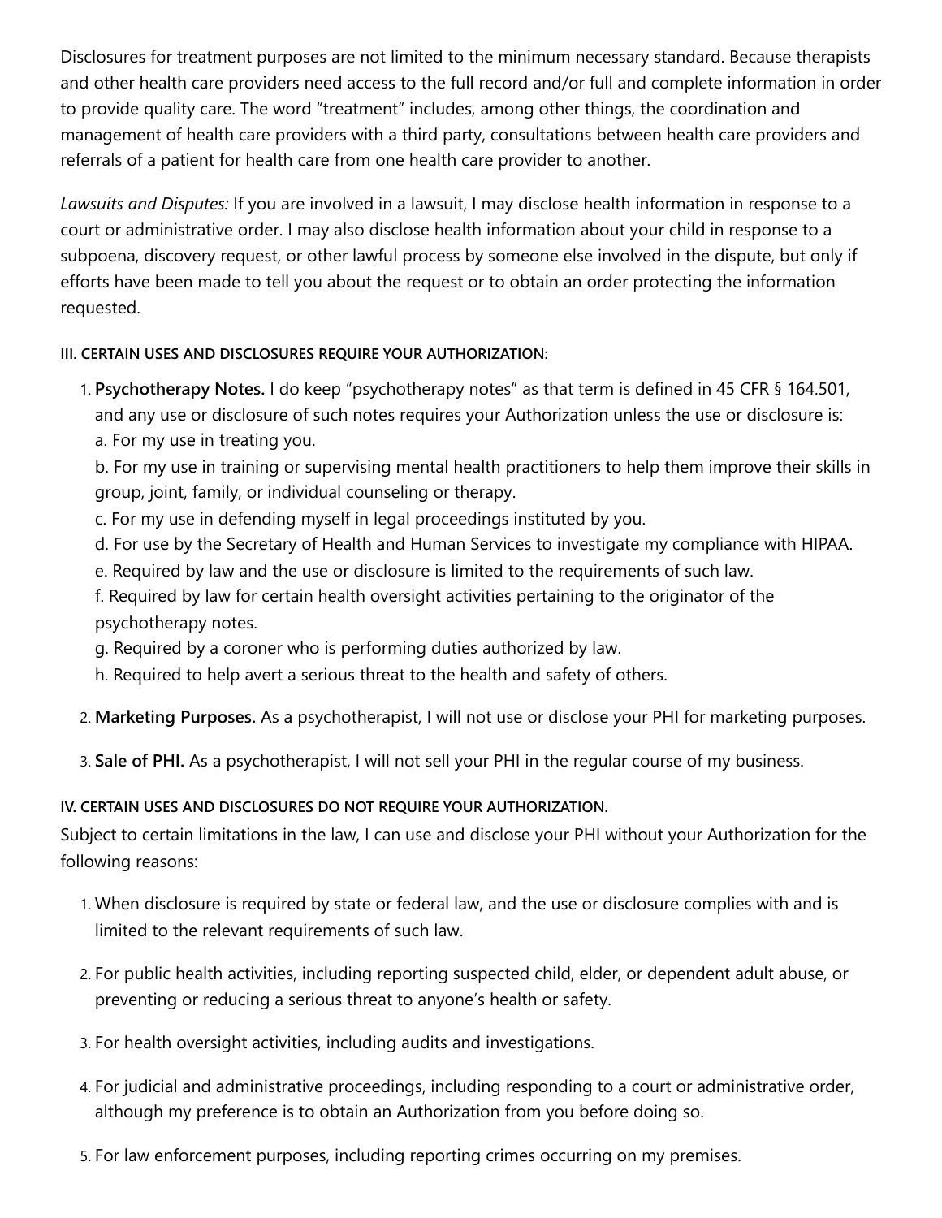Disclosures for treatment purposes are not limited to the minimum necessary standard. Because therapists and other health care providers need access to the full record and/or full and complete information in order to provide quality care. The word "treatment" includes, among other things, the coordination and management of health care providers with a third party, consultations between health care providers and referrals of a patient for health care from one health care provider to another.

*Lawsuits and Disputes:* If you are involved in a lawsuit, I may disclose health information in response to a court or administrative order. I may also disclose health information about your child in response to a subpoena, discovery request, or other lawful process by someone else involved in the dispute, but only if efforts have been made to tell you about the request or to obtain an order protecting the information requested.

#### III. CERTAIN USES AND DISCLOSURES REQUIRE YOUR AUTHORIZATION:

1. **Psychotherapy Notes.** I do keep "psychotherapy notes" as that term is defined in 45 CFR § 164.501, and any use or disclosure of such notes requires your Authorization unless the use or disclosure is:
   a. For my use in treating you.
   b. For my use in training or supervising mental health practitioners to help them improve their skills in group, joint, family, or individual counseling or therapy.
   c. For my use in defending myself in legal proceedings instituted by you.
   d. For use by the Secretary of Health and Human Services to investigate my compliance with HIPAA.
   e. Required by law and the use or disclosure is limited to the requirements of such law.
   f. Required by law for certain health oversight activities pertaining to the originator of the psychotherapy notes.
   g. Required by a coroner who is performing duties authorized by law.
   h. Required to help avert a serious threat to the health and safety of others.
2. **Marketing Purposes.** As a psychotherapist, I will not use or disclose your PHI for marketing purposes.
3. **Sale of PHI.** As a psychotherapist, I will not sell your PHI in the regular course of my business.

#### IV. CERTAIN USES AND DISCLOSURES DO NOT REQUIRE YOUR AUTHORIZATION.

Subject to certain limitations in the law, I can use and disclose your PHI without your Authorization for the following reasons:

1. When disclosure is required by state or federal law, and the use or disclosure complies with and is limited to the relevant requirements of such law.
2. For public health activities, including reporting suspected child, elder, or dependent adult abuse, or preventing or reducing a serious threat to anyone's health or safety.
3. For health oversight activities, including audits and investigations.
4. For judicial and administrative proceedings, including responding to a court or administrative order, although my preference is to obtain an Authorization from you before doing so.
5. For law enforcement purposes, including reporting crimes occurring on my premises.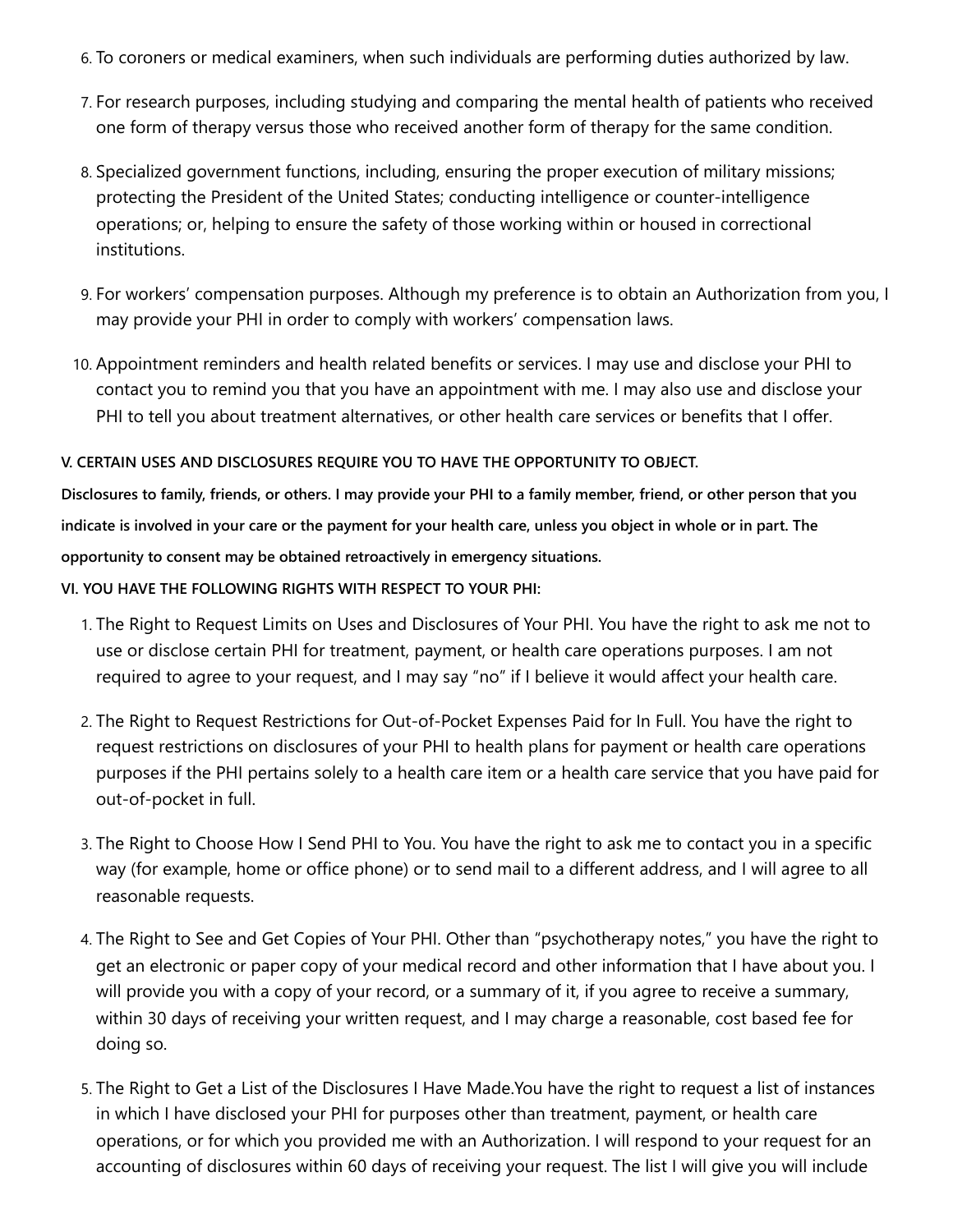6. To coroners or medical examiners, when such individuals are performing duties authorized by law.
7. For research purposes, including studying and comparing the mental health of patients who received one form of therapy versus those who received another form of therapy for the same condition.
8. Specialized government functions, including, ensuring the proper execution of military missions; protecting the President of the United States; conducting intelligence or counter-intelligence operations; or, helping to ensure the safety of those working within or housed in correctional institutions.
9. For workers' compensation purposes. Although my preference is to obtain an Authorization from you, I may provide your PHI in order to comply with workers' compensation laws.
10. Appointment reminders and health related benefits or services. I may use and disclose your PHI to contact you to remind you that you have an appointment with me. I may also use and disclose your PHI to tell you about treatment alternatives, or other health care services or benefits that I offer.

**V. CERTAIN USES AND DISCLOSURES REQUIRE YOU TO HAVE THE OPPORTUNITY TO OBJECT.**

**Disclosures to family, friends, or others. I may provide your PHI to a family member, friend, or other person that you indicate is involved in your care or the payment for your health care, unless you object in whole or in part. The opportunity to consent may be obtained retroactively in emergency situations.**

**VI. YOU HAVE THE FOLLOWING RIGHTS WITH RESPECT TO YOUR PHI:**

1. The Right to Request Limits on Uses and Disclosures of Your PHI. You have the right to ask me not to use or disclose certain PHI for treatment, payment, or health care operations purposes. I am not required to agree to your request, and I may say "no" if I believe it would affect your health care.
2. The Right to Request Restrictions for Out-of-Pocket Expenses Paid for In Full. You have the right to request restrictions on disclosures of your PHI to health plans for payment or health care operations purposes if the PHI pertains solely to a health care item or a health care service that you have paid for out-of-pocket in full.
3. The Right to Choose How I Send PHI to You. You have the right to ask me to contact you in a specific way (for example, home or office phone) or to send mail to a different address, and I will agree to all reasonable requests.
4. The Right to See and Get Copies of Your PHI. Other than "psychotherapy notes," you have the right to get an electronic or paper copy of your medical record and other information that I have about you. I will provide you with a copy of your record, or a summary of it, if you agree to receive a summary, within 30 days of receiving your written request, and I may charge a reasonable, cost based fee for doing so.
5. The Right to Get a List of the Disclosures I Have Made.You have the right to request a list of instances in which I have disclosed your PHI for purposes other than treatment, payment, or health care operations, or for which you provided me with an Authorization. I will respond to your request for an accounting of disclosures within 60 days of receiving your request. The list I will give you will include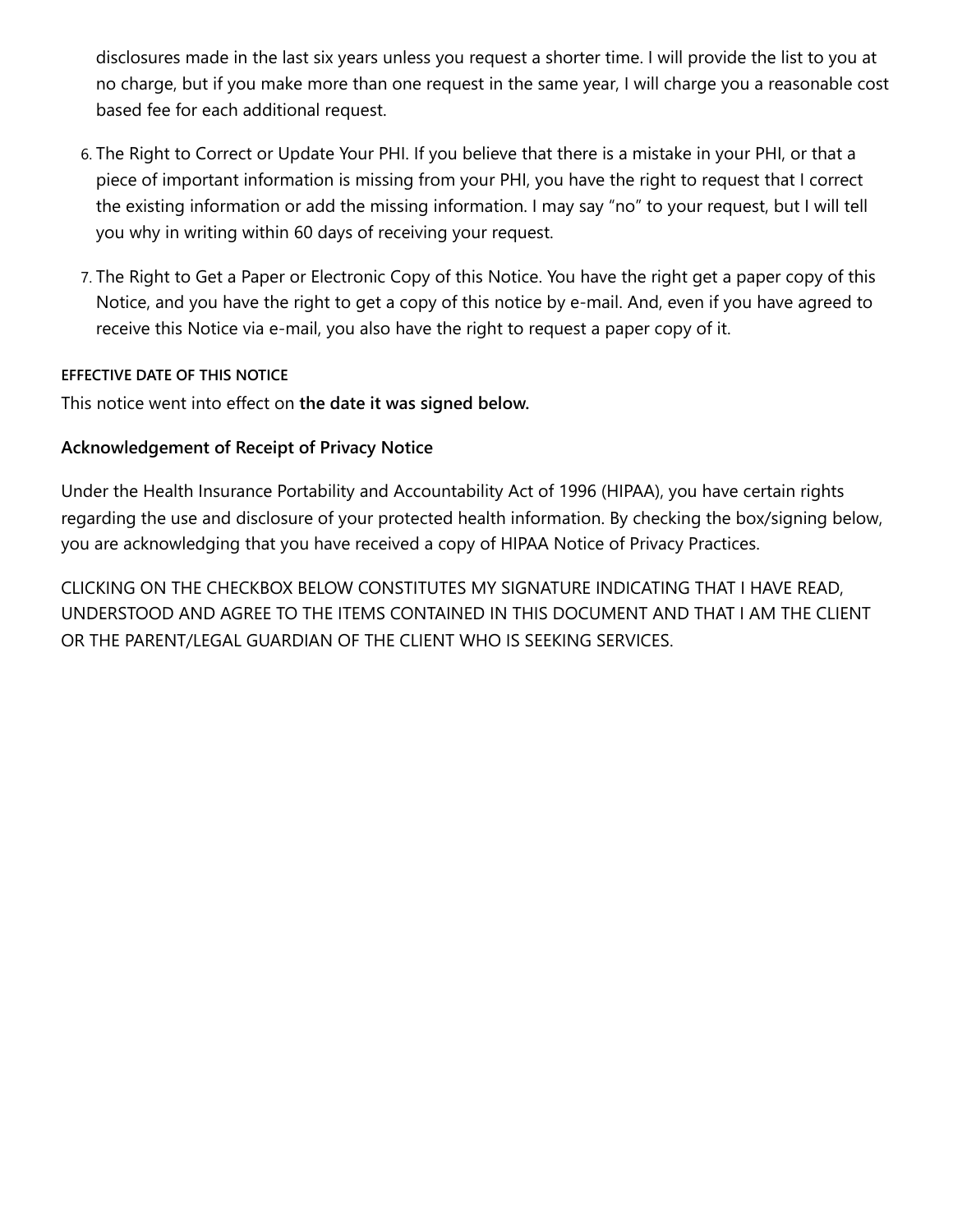disclosures made in the last six years unless you request a shorter time. I will provide the list to you at no charge, but if you make more than one request in the same year, I will charge you a reasonable cost based fee for each additional request.

6. The Right to Correct or Update Your PHI. If you believe that there is a mistake in your PHI, or that a piece of important information is missing from your PHI, you have the right to request that I correct the existing information or add the missing information. I may say "no" to your request, but I will tell you why in writing within 60 days of receiving your request.
7. The Right to Get a Paper or Electronic Copy of this Notice. You have the right get a paper copy of this Notice, and you have the right to get a copy of this notice by e-mail. And, even if you have agreed to receive this Notice via e-mail, you also have the right to request a paper copy of it.

#### EFFECTIVE DATE OF THIS NOTICE

This notice went into effect on **the date it was signed below.**

### Acknowledgement of Receipt of Privacy Notice

Under the Health Insurance Portability and Accountability Act of 1996 (HIPAA), you have certain rights regarding the use and disclosure of your protected health information. By checking the box/signing below, you are acknowledging that you have received a copy of HIPAA Notice of Privacy Practices.

CLICKING ON THE CHECKBOX BELOW CONSTITUTES MY SIGNATURE INDICATING THAT I HAVE READ, UNDERSTOOD AND AGREE TO THE ITEMS CONTAINED IN THIS DOCUMENT AND THAT I AM THE CLIENT OR THE PARENT/LEGAL GUARDIAN OF THE CLIENT WHO IS SEEKING SERVICES.